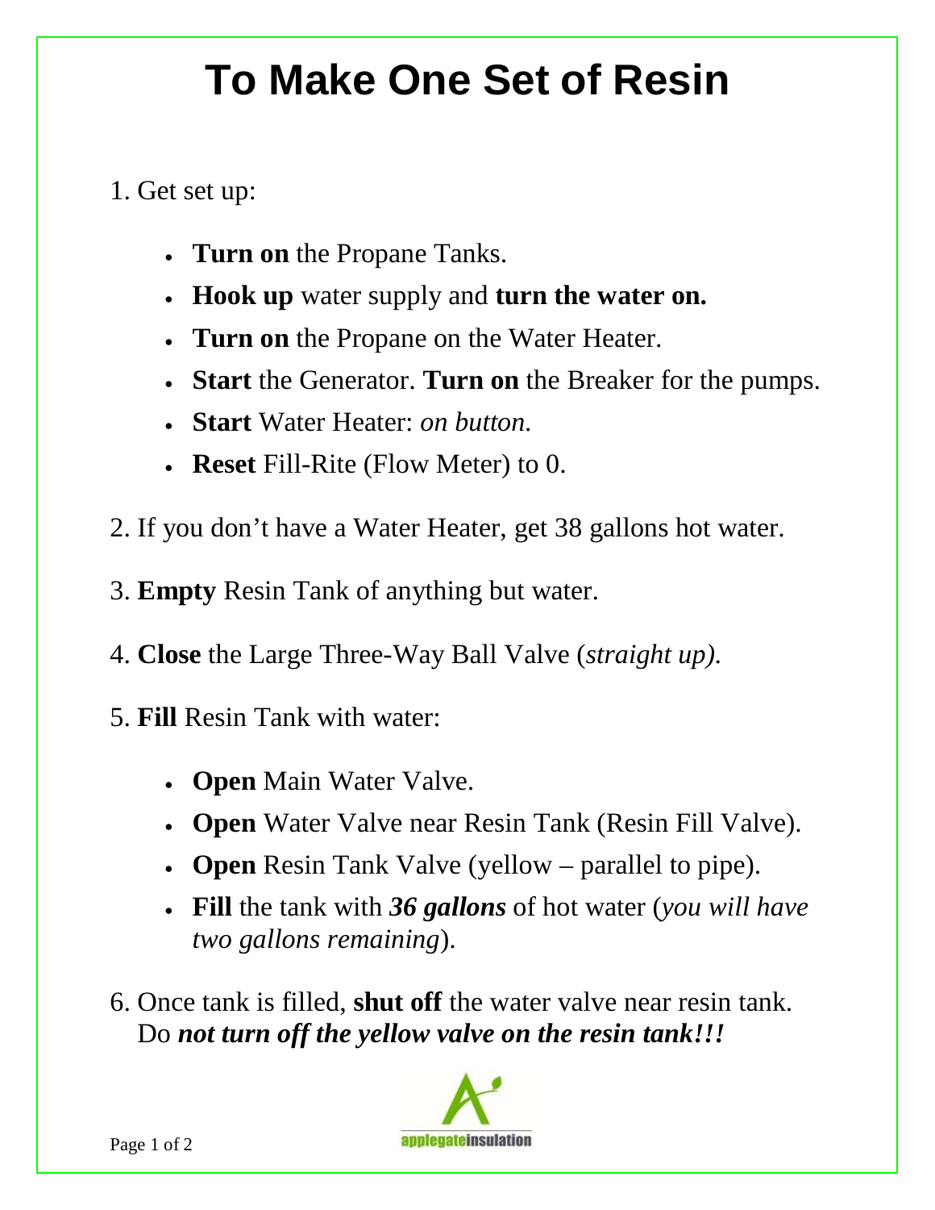# To Make One Set of Resin

1. Get set up:

   - **Turn on** the Propane Tanks.
   - **Hook up** water supply and **turn the water on.**
   - **Turn on** the Propane on the Water Heater.
   - **Start** the Generator. **Turn on** the Breaker for the pumps.
   - **Start** Water Heater: *on button.*
   - **Reset** Fill-Rite (Flow Meter) to 0.

2. If you don't have a Water Heater, get 38 gallons hot water.

3. **Empty** Resin Tank of anything but water.

4. **Close** the Large Three-Way Ball Valve (*straight up).*

5. **Fill** Resin Tank with water:

   - **Open** Main Water Valve.
   - **Open** Water Valve near Resin Tank (Resin Fill Valve).
   - **Open** Resin Tank Valve (yellow – parallel to pipe).
   - **Fill** the tank with ***36 gallons*** of hot water (*you will have two gallons remaining*).

6. Once tank is filled, **shut off** the water valve near resin tank. Do ***not turn off the yellow valve on the resin tank!!!***

applegateinsulation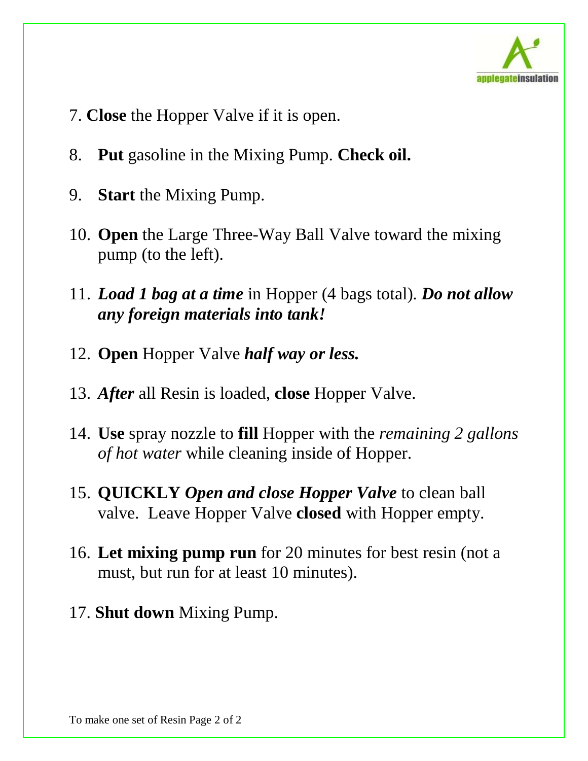7. **Close** the Hopper Valve if it is open.

8. **Put** gasoline in the Mixing Pump. **Check oil.**

9. **Start** the Mixing Pump.

10. **Open** the Large Three-Way Ball Valve toward the mixing pump (to the left).

11. ***Load 1 bag at a time*** in Hopper (4 bags total). ***Do not allow any foreign materials into tank!***

12. **Open** Hopper Valve ***half way or less.***

13. ***After*** all Resin is loaded, **close** Hopper Valve.

14. **Use** spray nozzle to **fill** Hopper with the *remaining 2 gallons of hot water* while cleaning inside of Hopper.

15. **QUICKLY** ***Open and close Hopper Valve*** to clean ball valve. Leave Hopper Valve **closed** with Hopper empty.

16. **Let mixing pump run** for 20 minutes for best resin (not a must, but run for at least 10 minutes).

17. **Shut down** Mixing Pump.